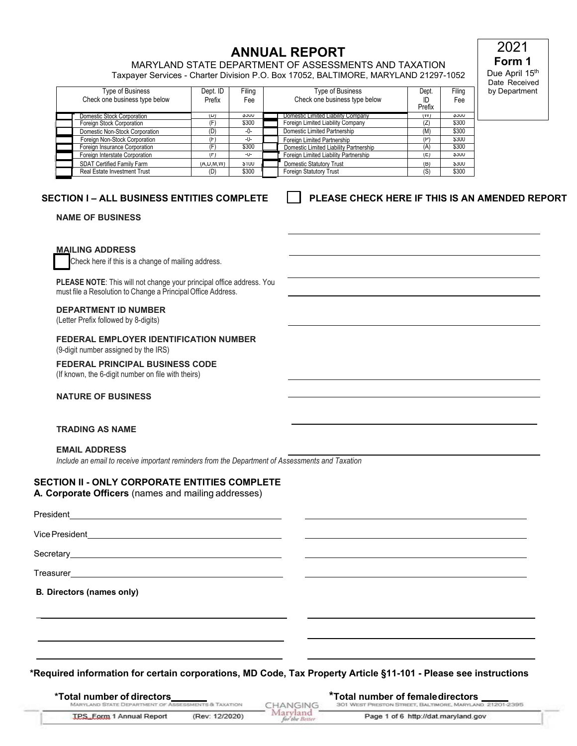# ANNUAL REPORT

MARYLAND STATE DEPARTMENT OF ASSESSMENTS AND TAXATION
Taxpayer Services - Charter Division P.O. Box 17052, BALTIMORE, MARYLAND 21297-1052

**2021**
**Form 1**
Due April 15th
Date Received by Department

| Type of Business Check one business type below | Dept. ID Prefix | Filing Fee | Type of Business Check one business type below | Dept. ID Prefix | Filing Fee |
|---|---|---|---|---|---|
| ☐ Domestic Stock Corporation | (D) | $300 | ☐ Domestic Limited Liability Company | (W) | $300 |
| ☐ Foreign Stock Corporation | (F) | $300 | ☐ Foreign Limited Liability Company | (Z) | $300 |
| ☐ Domestic Non-Stock Corporation | (D) | -0- | ☐ Domestic Limited Partnership | (M) | $300 |
| ☐ Foreign Non-Stock Corporation | (F) | -0- | ☐ Foreign Limited Partnership | (P) | $300 |
| ☐ Foreign Insurance Corporation | (F) | $300 | ☐ Domestic Limited Liability Partnership | (A) | $300 |
| ☐ Foreign Interstate Corporation | (F) | -0- | ☐ Foreign Limited Liability Partnership | (E) | $300 |
| ☐ SDAT Certified Family Farm | (A,D,M,W) | $100 | ☐ Domestic Statutory Trust | (B) | $300 |
| ☐ Real Estate Investment Trust | (D) | $300 | ☐ Foreign Statutory Trust | (S) | $300 |

## SECTION I – ALL BUSINESS ENTITIES COMPLETE

☐ **PLEASE CHECK HERE IF THIS IS AN AMENDED REPORT**

**NAME OF BUSINESS** ______________________________

**MAILING ADDRESS** ______________________________

☐ Check here if this is a change of mailing address.

**PLEASE NOTE**: This will not change your principal office address. You must file a Resolution to Change a Principal Office Address.

**DEPARTMENT ID NUMBER** ______________________________
(Letter Prefix followed by 8-digits)

**FEDERAL EMPLOYER IDENTIFICATION NUMBER** ______________________________
(9-digit number assigned by the IRS)

**FEDERAL PRINCIPAL BUSINESS CODE** ______________________________
(If known, the 6-digit number on file with theirs)

**NATURE OF BUSINESS** ______________________________

**TRADING AS NAME** ______________________________

**EMAIL ADDRESS** ______________________________
*Include an email to receive important reminders from the Department of Assessments and Taxation*

## SECTION II - ONLY CORPORATE ENTITIES COMPLETE

**A. Corporate Officers** (names and mailing addresses)

President ______________________________ ______________________________

Vice President ______________________________ ______________________________

Secretary ______________________________ ______________________________

Treasurer ______________________________ ______________________________

**B. Directors (names only)**

______________________________ ______________________________

______________________________ ______________________________

______________________________ ______________________________

**\*Required information for certain corporations, MD Code, Tax Property Article §11-101 - Please see instructions**

**\*Total number of directors** ______ **\*Total number of female directors** ______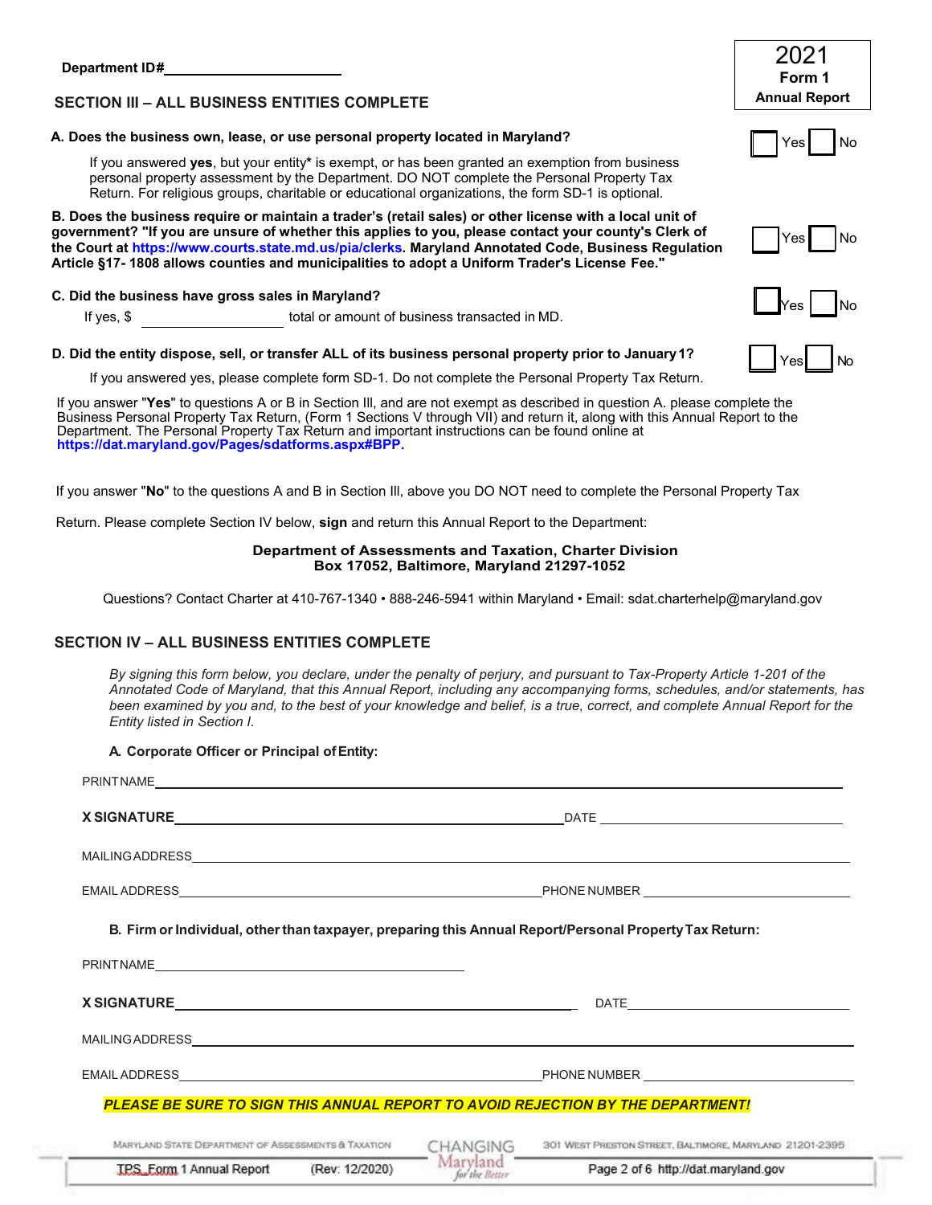Department ID#________________________

**2021**
**Form 1**
**Annual Report**

## SECTION III – ALL BUSINESS ENTITIES COMPLETE

**A. Does the business own, lease, or use personal property located in Maryland?** ☐ Yes ☐ No

If you answered **yes**, but your entity* is exempt, or has been granted an exemption from business personal property assessment by the Department. DO NOT complete the Personal Property Tax Return. For religious groups, charitable or educational organizations, the form SD-1 is optional.

**B. Does the business require or maintain a trader's (retail sales) or other license with a local unit of government? "If you are unsure of whether this applies to you, please contact your county's Clerk of the Court at https://www.courts.state.md.us/pia/clerks. Maryland Annotated Code, Business Regulation Article §17- 1808 allows counties and municipalities to adopt a Uniform Trader's License Fee."** ☐ Yes ☐ No

**C. Did the business have gross sales in Maryland?** ☐ Yes ☐ No

If yes, $ ________________ total or amount of business transacted in MD.

**D. Did the entity dispose, sell, or transfer ALL of its business personal property prior to January 1?** ☐ Yes ☐ No

If you answered yes, please complete form SD-1. Do not complete the Personal Property Tax Return.

If you answer "**Yes**" to questions A or B in Section III, and are not exempt as described in question A. please complete the Business Personal Property Tax Return, (Form 1 Sections V through VII) and return it, along with this Annual Report to the Department. The Personal Property Tax Return and important instructions can be found online at **https://dat.maryland.gov/Pages/sdatforms.aspx#BPP.**

If you answer "**No**" to the questions A and B in Section III, above you DO NOT need to complete the Personal Property Tax Return. Please complete Section IV below, **sign** and return this Annual Report to the Department:

**Department of Assessments and Taxation, Charter Division**
**Box 17052, Baltimore, Maryland 21297-1052**

Questions? Contact Charter at 410-767-1340 • 888-246-5941 within Maryland • Email: sdat.charterhelp@maryland.gov

## SECTION IV – ALL BUSINESS ENTITIES COMPLETE

*By signing this form below, you declare, under the penalty of perjury, and pursuant to Tax-Property Article 1-201 of the Annotated Code of Maryland, that this Annual Report, including any accompanying forms, schedules, and/or statements, has been examined by you and, to the best of your knowledge and belief, is a true, correct, and complete Annual Report for the Entity listed in Section I.*

**A. Corporate Officer or Principal of Entity:**

PRINT NAME________________________________________

**X SIGNATURE**________________________________ DATE ________________

MAILING ADDRESS________________________________________

EMAIL ADDRESS________________________________ PHONE NUMBER ________________

**B. Firm or Individual, other than taxpayer, preparing this Annual Report/Personal Property Tax Return:**

PRINT NAME________________________________________

**X SIGNATURE**________________________________ DATE ________________

MAILING ADDRESS________________________________________

EMAIL ADDRESS________________________________ PHONE NUMBER ________________

***PLEASE BE SURE TO SIGN THIS ANNUAL REPORT TO AVOID REJECTION BY THE DEPARTMENT!***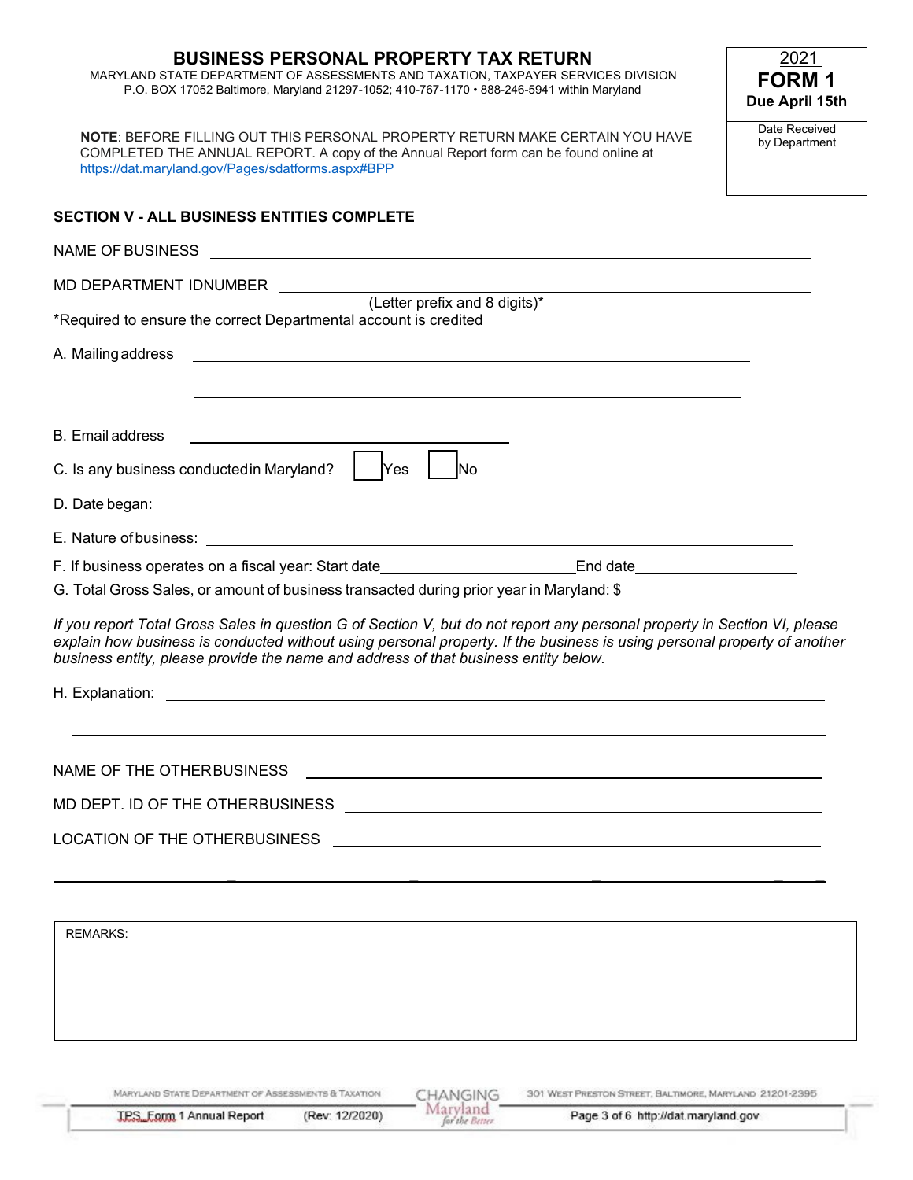# BUSINESS PERSONAL PROPERTY TAX RETURN

MARYLAND STATE DEPARTMENT OF ASSESSMENTS AND TAXATION, TAXPAYER SERVICES DIVISION
P.O. BOX 17052 Baltimore, Maryland 21297-1052; 410-767-1170 • 888-246-5941 within Maryland

2021
**FORM 1**
**Due April 15th**

Date Received by Department

**NOTE**: BEFORE FILLING OUT THIS PERSONAL PROPERTY RETURN MAKE CERTAIN YOU HAVE COMPLETED THE ANNUAL REPORT. A copy of the Annual Report form can be found online at https://dat.maryland.gov/Pages/sdatforms.aspx#BPP

## SECTION V - ALL BUSINESS ENTITIES COMPLETE

NAME OF BUSINESS ______________________________

MD DEPARTMENT ID NUMBER ______________________________
(Letter prefix and 8 digits)*

*Required to ensure the correct Departmental account is credited

A. Mailing address ______________________________

______________________________

B. Email address ______________________________

C. Is any business conducted in Maryland? ☐ Yes ☐ No

D. Date began: ______________________________

E. Nature of business: ______________________________

F. If business operates on a fiscal year: Start date ______________ End date ______________

G. Total Gross Sales, or amount of business transacted during prior year in Maryland: $

*If you report Total Gross Sales in question G of Section V, but do not report any personal property in Section VI, please explain how business is conducted without using personal property. If the business is using personal property of another business entity, please provide the name and address of that business entity below.*

H. Explanation: ______________________________

______________________________

NAME OF THE OTHER BUSINESS ______________________________

MD DEPT. ID OF THE OTHER BUSINESS ______________________________

LOCATION OF THE OTHER BUSINESS ______________________________

______________________________

REMARKS: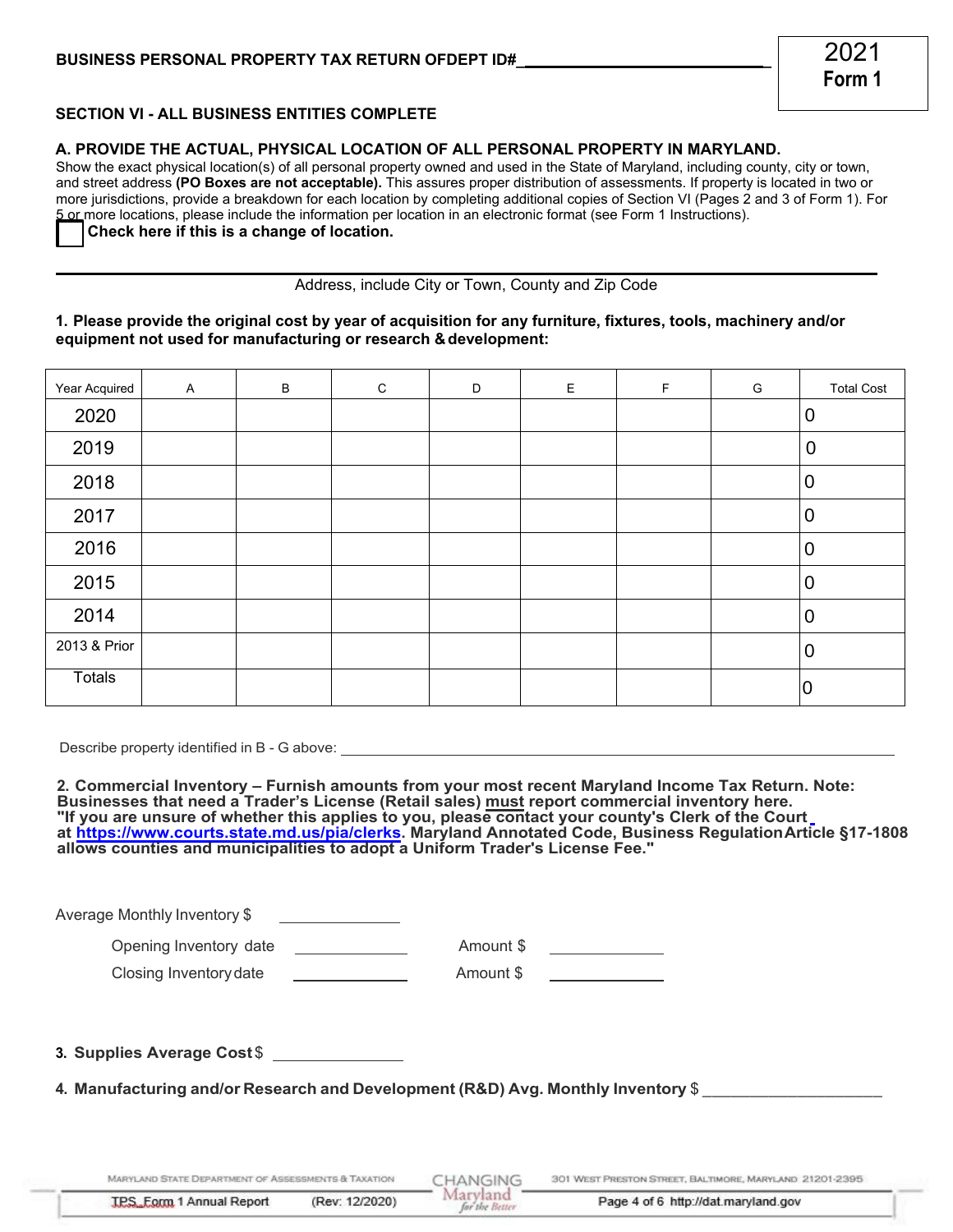**BUSINESS PERSONAL PROPERTY TAX RETURN OFDEPT ID#\_\_\_\_\_\_\_\_\_\_\_\_\_\_\_\_\_\_\_\_\_\_\_\_\_\_\_\_\_\_**

2021
**Form 1**

## SECTION VI - ALL BUSINESS ENTITIES COMPLETE

### A. PROVIDE THE ACTUAL, PHYSICAL LOCATION OF ALL PERSONAL PROPERTY IN MARYLAND.

Show the exact physical location(s) of all personal property owned and used in the State of Maryland, including county, city or town, and street address **(PO Boxes are not acceptable).** This assures proper distribution of assessments. If property is located in two or more jurisdictions, provide a breakdown for each location by completing additional copies of Section VI (Pages 2 and 3 of Form 1). For 5 or more locations, please include the information per location in an electronic format (see Form 1 Instructions).

☐ **Check here if this is a change of location.**

\_\_\_\_\_\_\_\_\_\_\_\_\_\_\_\_\_\_\_\_\_\_\_\_\_\_\_\_\_\_\_\_\_\_\_\_\_\_\_\_\_\_\_\_\_\_\_\_\_\_\_\_\_\_\_\_\_\_\_\_\_\_\_\_
Address, include City or Town, County and Zip Code

**1. Please provide the original cost by year of acquisition for any furniture, fixtures, tools, machinery and/or equipment not used for manufacturing or research & development:**

| Year Acquired | A | B | C | D | E | F | G | Total Cost |
|---|---|---|---|---|---|---|---|---|
| 2020 | | | | | | | | 0 |
| 2019 | | | | | | | | 0 |
| 2018 | | | | | | | | 0 |
| 2017 | | | | | | | | 0 |
| 2016 | | | | | | | | 0 |
| 2015 | | | | | | | | 0 |
| 2014 | | | | | | | | 0 |
| 2013 & Prior | | | | | | | | 0 |
| Totals | | | | | | | | 0 |

Describe property identified in B - G above: \_\_\_\_\_\_\_\_\_\_\_\_\_\_\_\_\_\_\_\_\_\_\_\_\_\_\_\_\_\_\_\_\_\_\_\_\_\_\_\_\_\_\_\_

**2. Commercial Inventory – Furnish amounts from your most recent Maryland Income Tax Return. Note: Businesses that need a Trader's License (Retail sales) must report commercial inventory here. "If you are unsure of whether this applies to you, please contact your county's Clerk of the Court at https://www.courts.state.md.us/pia/clerks. Maryland Annotated Code, Business Regulation Article §17-1808 allows counties and municipalities to adopt a Uniform Trader's License Fee."**

Average Monthly Inventory $ \_\_\_\_\_\_\_\_\_\_\_\_\_\_\_

Opening Inventory date \_\_\_\_\_\_\_\_\_\_\_\_\_\_\_ Amount $ \_\_\_\_\_\_\_\_\_\_\_\_\_\_\_

Closing Inventory date \_\_\_\_\_\_\_\_\_\_\_\_\_\_\_ Amount $ \_\_\_\_\_\_\_\_\_\_\_\_\_\_\_

**3. Supplies Average Cost** $ \_\_\_\_\_\_\_\_\_\_\_\_\_\_\_

**4. Manufacturing and/or Research and Development (R&D) Avg. Monthly Inventory** $ \_\_\_\_\_\_\_\_\_\_\_\_\_\_\_\_\_\_\_\_\_\_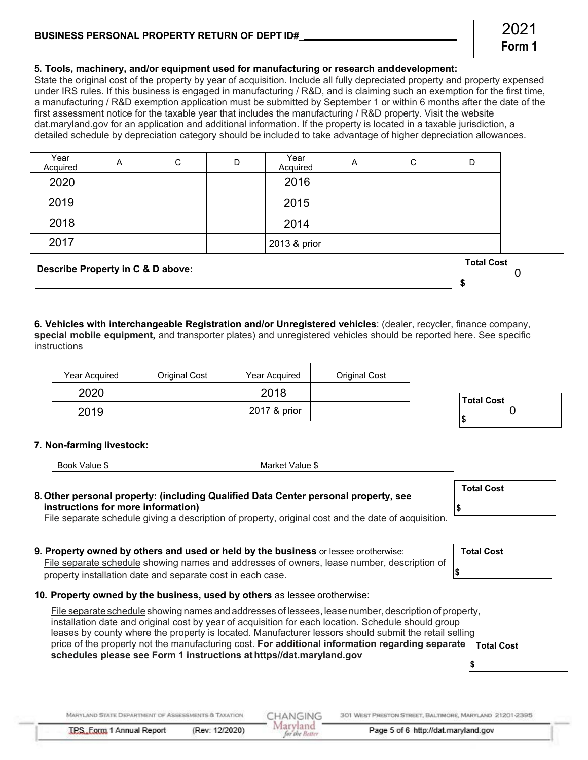**BUSINESS PERSONAL PROPERTY RETURN OF DEPT ID#**\_\_\_\_\_\_\_\_\_\_\_\_\_\_\_\_\_\_\_\_\_\_\_\_\_\_\_\_

**2021**
**Form 1**

**5. Tools, machinery, and/or equipment used for manufacturing or research and development:**
State the original cost of the property by year of acquisition. Include all fully depreciated property and property expensed under IRS rules. If this business is engaged in manufacturing / R&D, and is claiming such an exemption for the first time, a manufacturing / R&D exemption application must be submitted by September 1 or within 6 months after the date of the first assessment notice for the taxable year that includes the manufacturing / R&D property. Visit the website dat.maryland.gov for an application and additional information. If the property is located in a taxable jurisdiction, a detailed schedule by depreciation category should be included to take advantage of higher depreciation allowances.

| Year Acquired | A | C | D | Year Acquired | A | C | D |
|---|---|---|---|---|---|---|---|
| 2020 | | | | 2016 | | | |
| 2019 | | | | 2015 | | | |
| 2018 | | | | 2014 | | | |
| 2017 | | | | 2013 & prior | | | |

**Describe Property in C & D above:** \_\_\_\_\_\_\_\_\_\_\_\_\_\_\_\_\_\_\_\_\_\_\_\_\_\_\_\_\_\_\_\_\_\_\_\_\_\_\_\_

**Total Cost** $ 0

**6. Vehicles with interchangeable Registration and/or Unregistered vehicles**: (dealer, recycler, finance company, **special mobile equipment,** and transporter plates) and unregistered vehicles should be reported here. See specific instructions

| Year Acquired | Original Cost | Year Acquired | Original Cost |
|---|---|---|---|
| 2020 | | 2018 | |
| 2019 | | 2017 & prior | |

**Total Cost** $ 0

**7. Non-farming livestock:**

| Book Value $ | Market Value $ |
|---|---|

**8. Other personal property: (including Qualified Data Center personal property, see instructions for more information)**
File separate schedule giving a description of property, original cost and the date of acquisition.

**Total Cost** $

**9. Property owned by others and used or held by the business** or lessee or otherwise:
File separate schedule showing names and addresses of owners, lease number, description of property installation date and separate cost in each case.

**Total Cost** $

**10. Property owned by the business, used by others** as lessee or otherwise:

File separate schedule showing names and addresses of lessees, lease number, description of property, installation date and original cost by year of acquisition for each location. Schedule should group leases by county where the property is located. Manufacturer lessors should submit the retail selling price of the property not the manufacturing cost. **For additional information regarding separate schedules please see Form 1 instructions at https//dat.maryland.gov**

**Total Cost** $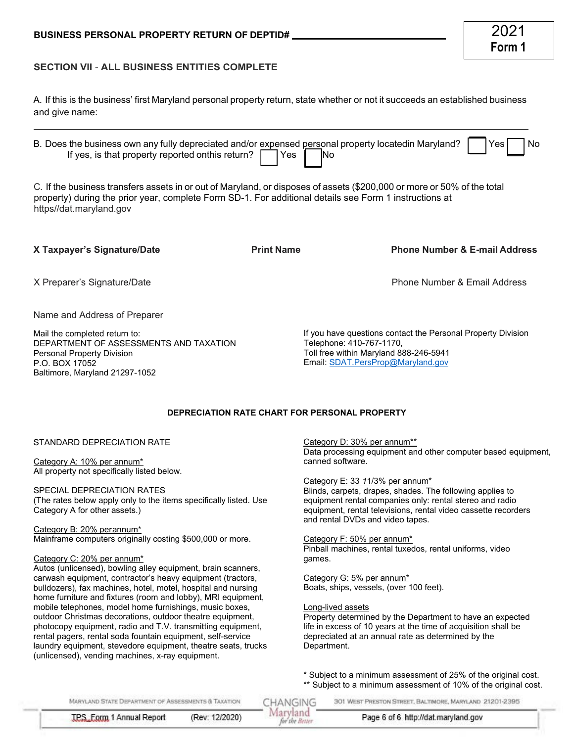**BUSINESS PERSONAL PROPERTY RETURN OF DEPTID# ______________________**

**2021**
**Form 1**

**SECTION VII - ALL BUSINESS ENTITIES COMPLETE**

A. If this is the business' first Maryland personal property return, state whether or not it succeeds an established business and give name:

______________________________________________________________________

B. Does the business own any fully depreciated and/or expensed personal property locatedin Maryland? ☐ Yes ☐ No
If yes, is that property reported onthis return? ☐ Yes ☐ No

C. If the business transfers assets in or out of Maryland, or disposes of assets ($200,000 or more or 50% of the total property) during the prior year, complete Form SD-1. For additional details see Form 1 instructions at https//dat.maryland.gov

**X Taxpayer's Signature/Date** **Print Name** **Phone Number & E-mail Address**

X Preparer's Signature/Date Phone Number & Email Address

Name and Address of Preparer

Mail the completed return to:
DEPARTMENT OF ASSESSMENTS AND TAXATION
Personal Property Division
P.O. BOX 17052
Baltimore, Maryland 21297-1052

If you have questions contact the Personal Property Division
Telephone: 410-767-1170,
Toll free within Maryland 888-246-5941
Email: SDAT.PersProp@Maryland.gov

**DEPRECIATION RATE CHART FOR PERSONAL PROPERTY**

STANDARD DEPRECIATION RATE

Category A: 10% per annum*
All property not specifically listed below.

SPECIAL DEPRECIATION RATES
(The rates below apply only to the items specifically listed. Use Category A for other assets.)

Category B: 20% perannum*
Mainframe computers originally costing $500,000 or more.

Category C: 20% per annum*
Autos (unlicensed), bowling alley equipment, brain scanners, carwash equipment, contractor's heavy equipment (tractors, bulldozers), fax machines, hotel, motel, hospital and nursing home furniture and fixtures (room and lobby), MRI equipment, mobile telephones, model home furnishings, music boxes, outdoor Christmas decorations, outdoor theatre equipment, photocopy equipment, radio and T.V. transmitting equipment, rental pagers, rental soda fountain equipment, self-service laundry equipment, stevedore equipment, theatre seats, trucks (unlicensed), vending machines, x-ray equipment.

Category D: 30% per annum**
Data processing equipment and other computer based equipment, canned software.

Category E: 33 11/3% per annum*
Blinds, carpets, drapes, shades. The following applies to equipment rental companies only: rental stereo and radio equipment, rental televisions, rental video cassette recorders and rental DVDs and video tapes.

Category F: 50% per annum*
Pinball machines, rental tuxedos, rental uniforms, video games.

Category G: 5% per annum*
Boats, ships, vessels, (over 100 feet).

Long-lived assets
Property determined by the Department to have an expected life in excess of 10 years at the time of acquisition shall be depreciated at an annual rate as determined by the Department.

* Subject to a minimum assessment of 25% of the original cost.
** Subject to a minimum assessment of 10% of the original cost.